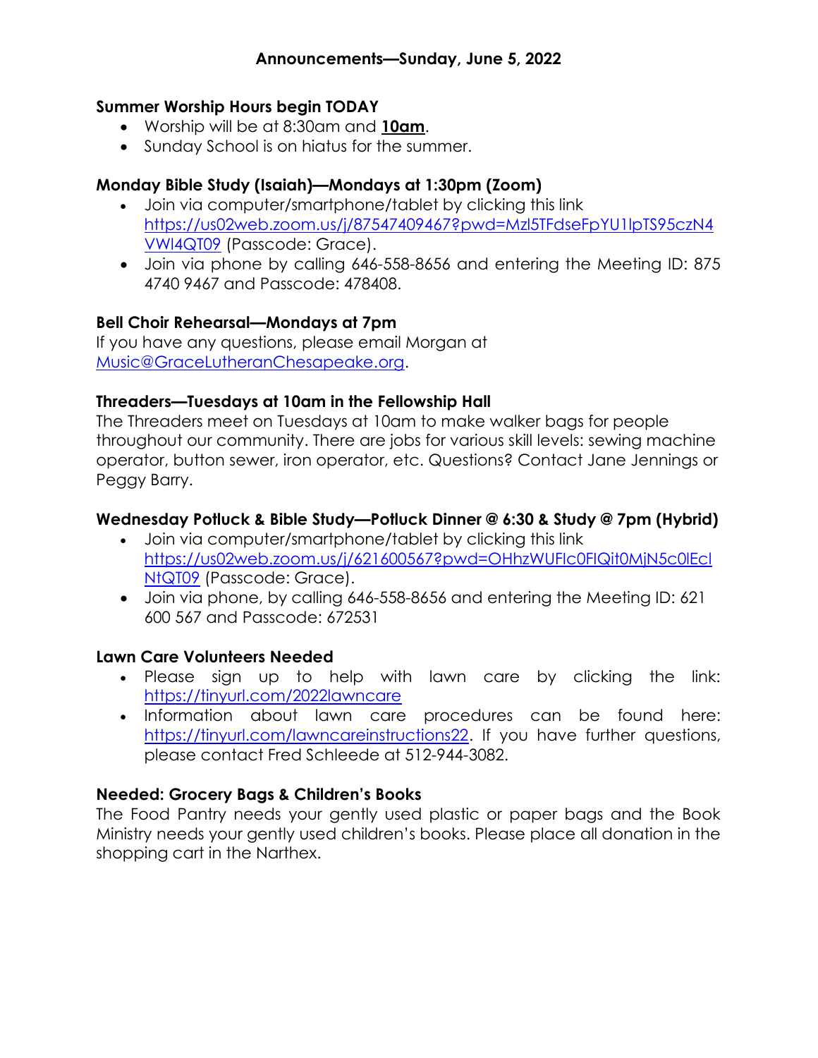## Announcements—Sunday, June 5, 2022

### Summer Worship Hours begin TODAY

- Worship will be at 8:30am and **10am**.
- Sunday School is on hiatus for the summer.

### Monday Bible Study (Isaiah)—Mondays at 1:30pm (Zoom)

- Join via computer/smartphone/tablet by clicking this link https://us02web.zoom.us/j/87547409467?pwd=Mzl5TFdseFpYU1lpTS95czN4VWI4QT09 (Passcode: Grace).
- Join via phone by calling 646-558-8656 and entering the Meeting ID: 875 4740 9467 and Passcode: 478408.

### Bell Choir Rehearsal—Mondays at 7pm

If you have any questions, please email Morgan at Music@GraceLutheranChesapeake.org.

### Threaders—Tuesdays at 10am in the Fellowship Hall

The Threaders meet on Tuesdays at 10am to make walker bags for people throughout our community. There are jobs for various skill levels: sewing machine operator, button sewer, iron operator, etc. Questions? Contact Jane Jennings or Peggy Barry.

### Wednesday Potluck & Bible Study—Potluck Dinner @ 6:30 & Study @ 7pm (Hybrid)

- Join via computer/smartphone/tablet by clicking this link https://us02web.zoom.us/j/621600567?pwd=OHhzWUFIc0FIQit0MjN5c0lEcINtQT09 (Passcode: Grace).
- Join via phone, by calling 646-558-8656 and entering the Meeting ID: 621 600 567 and Passcode: 672531

### Lawn Care Volunteers Needed

- Please sign up to help with lawn care by clicking the link: https://tinyurl.com/2022lawncare
- Information about lawn care procedures can be found here: https://tinyurl.com/lawncareinstructions22. If you have further questions, please contact Fred Schleede at 512-944-3082.

### Needed: Grocery Bags & Children's Books

The Food Pantry needs your gently used plastic or paper bags and the Book Ministry needs your gently used children's books. Please place all donation in the shopping cart in the Narthex.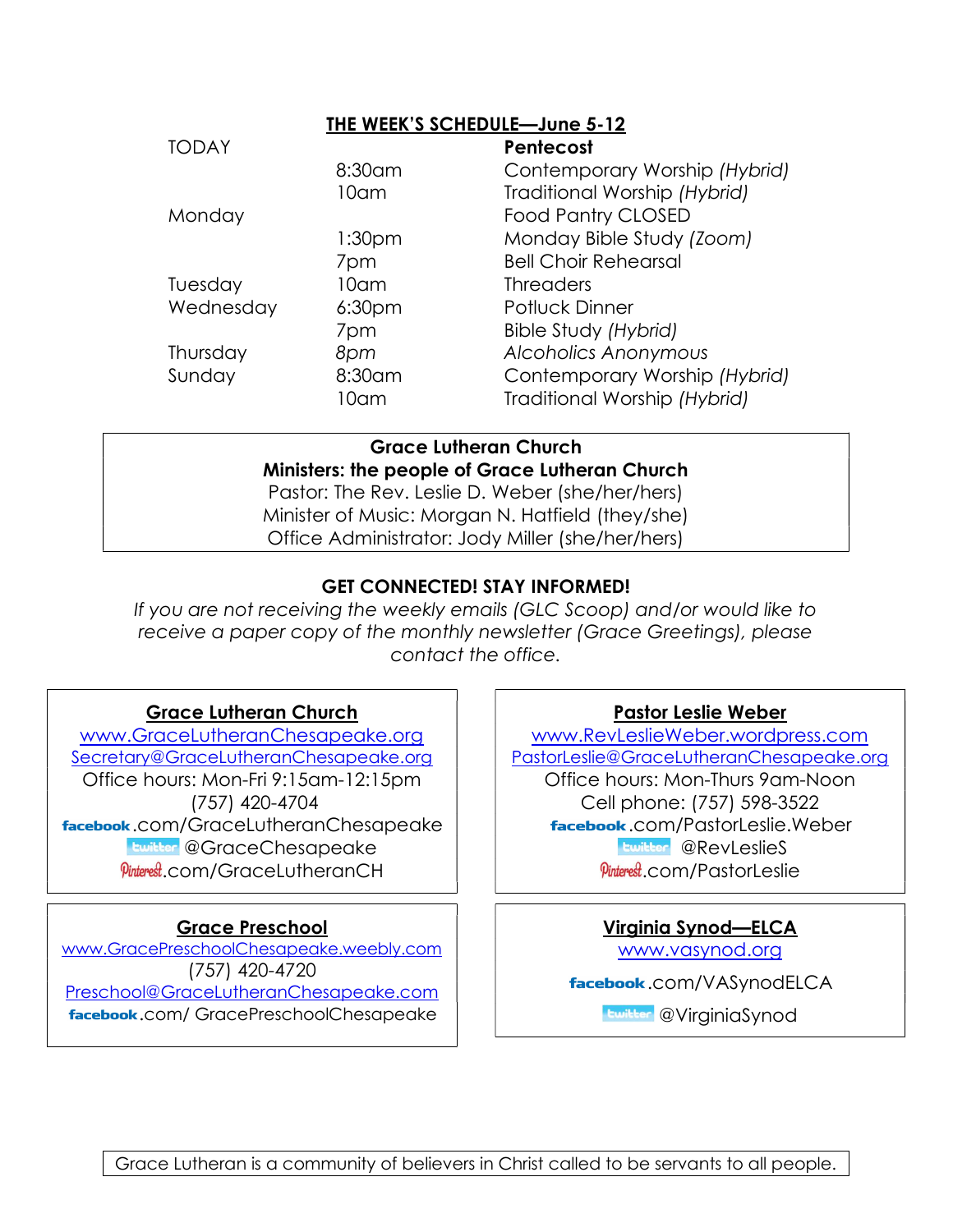## THE WEEK'S SCHEDULE—June 5-12

| | | |
|---|---|---|
| TODAY | | **Pentecost** |
| | 8:30am | Contemporary Worship *(Hybrid)* |
| | 10am | Traditional Worship *(Hybrid)* |
| Monday | | Food Pantry CLOSED |
| | 1:30pm | Monday Bible Study *(Zoom)* |
| | 7pm | Bell Choir Rehearsal |
| Tuesday | 10am | Threaders |
| Wednesday | 6:30pm | Potluck Dinner |
| | 7pm | Bible Study *(Hybrid)* |
| Thursday | *8pm* | *Alcoholics Anonymous* |
| Sunday | 8:30am | Contemporary Worship *(Hybrid)* |
| | 10am | Traditional Worship *(Hybrid)* |

**Grace Lutheran Church**
**Ministers: the people of Grace Lutheran Church**
Pastor: The Rev. Leslie D. Weber (she/her/hers)
Minister of Music: Morgan N. Hatfield (they/she)
Office Administrator: Jody Miller (she/her/hers)

### GET CONNECTED! STAY INFORMED!

*If you are not receiving the weekly emails (GLC Scoop) and/or would like to receive a paper copy of the monthly newsletter (Grace Greetings), please contact the office.*

**Grace Lutheran Church**
www.GraceLutheranChesapeake.org
Secretary@GraceLutheranChesapeake.org
Office hours: Mon-Fri 9:15am-12:15pm
(757) 420-4704
facebook.com/GraceLutheranChesapeake
twitter @GraceChesapeake
Pinterest.com/GraceLutheranCH

**Pastor Leslie Weber**
www.RevLeslieWeber.wordpress.com
PastorLeslie@GraceLutheranChesapeake.org
Office hours: Mon-Thurs 9am-Noon
Cell phone: (757) 598-3522
facebook.com/PastorLeslie.Weber
twitter @RevLeslieS
Pinterest.com/PastorLeslie

**Grace Preschool**
www.GracePreschoolChesapeake.weebly.com
(757) 420-4720
Preschool@GraceLutheranChesapeake.com
facebook.com/ GracePreschoolChesapeake

**Virginia Synod—ELCA**
www.vasynod.org
facebook.com/VASynodELCA
twitter @VirginiaSynod

Grace Lutheran is a community of believers in Christ called to be servants to all people.